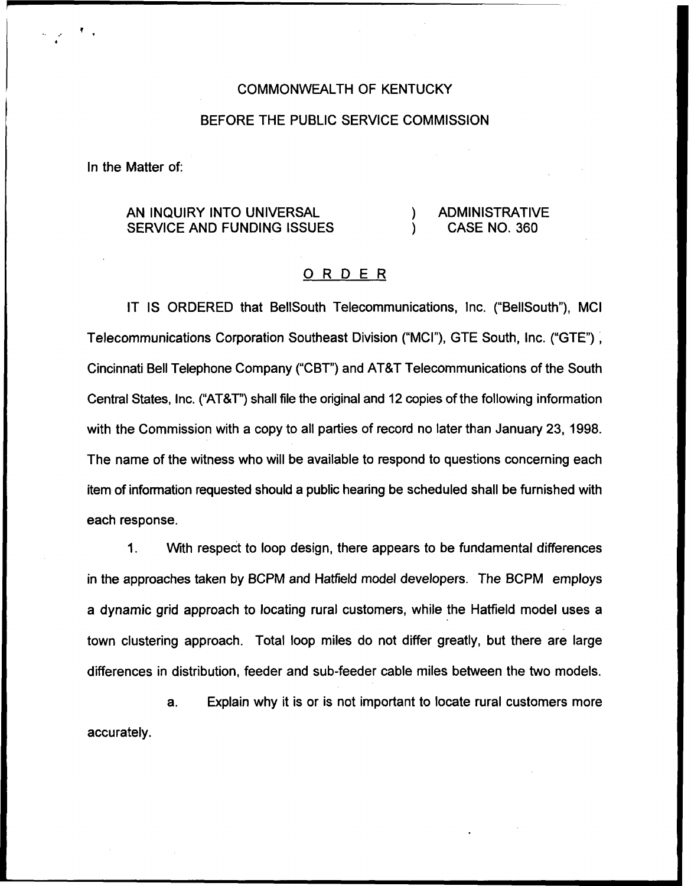COMMONWEALTH OF KENTUCKY

BEFORE THE PUBLIC SERVICE COMMISSION

In the Matter of:

AN INQUIRY INTO UNIVERSAL SERVICE AND FUNDING ISSUES ) ADMINISTRATIVE CASE NO. 360

# O R D E R

IT IS ORDERED that BellSouth Telecommunications, Inc. ("BellSouth"), MCI Telecommunications Corporation Southeast Division ("MCI"), GTE South, Inc. ("GTE"), Cincinnati Bell Telephone Company ("CBT") and AT&T Telecommunications of the South Central States, Inc. ("AT&T") shall file the original and 12 copies of the following information with the Commission with a copy to all parties of record no later than January 23, 1998. The name of the witness who will be available to respond to questions concerning each item of information requested should a public hearing be scheduled shall be furnished with each response.

1. With respect to loop design, there appears to be fundamental differences in the approaches taken by BCPM and Hatfield model developers. The BCPM employs a dynamic grid approach to locating rural customers, while the Hatfield model uses a town clustering approach. Total loop miles do not differ greatly, but there are large differences in distribution, feeder and sub-feeder cable miles between the two models.

   a. Explain why it is or is not important to locate rural customers more accurately.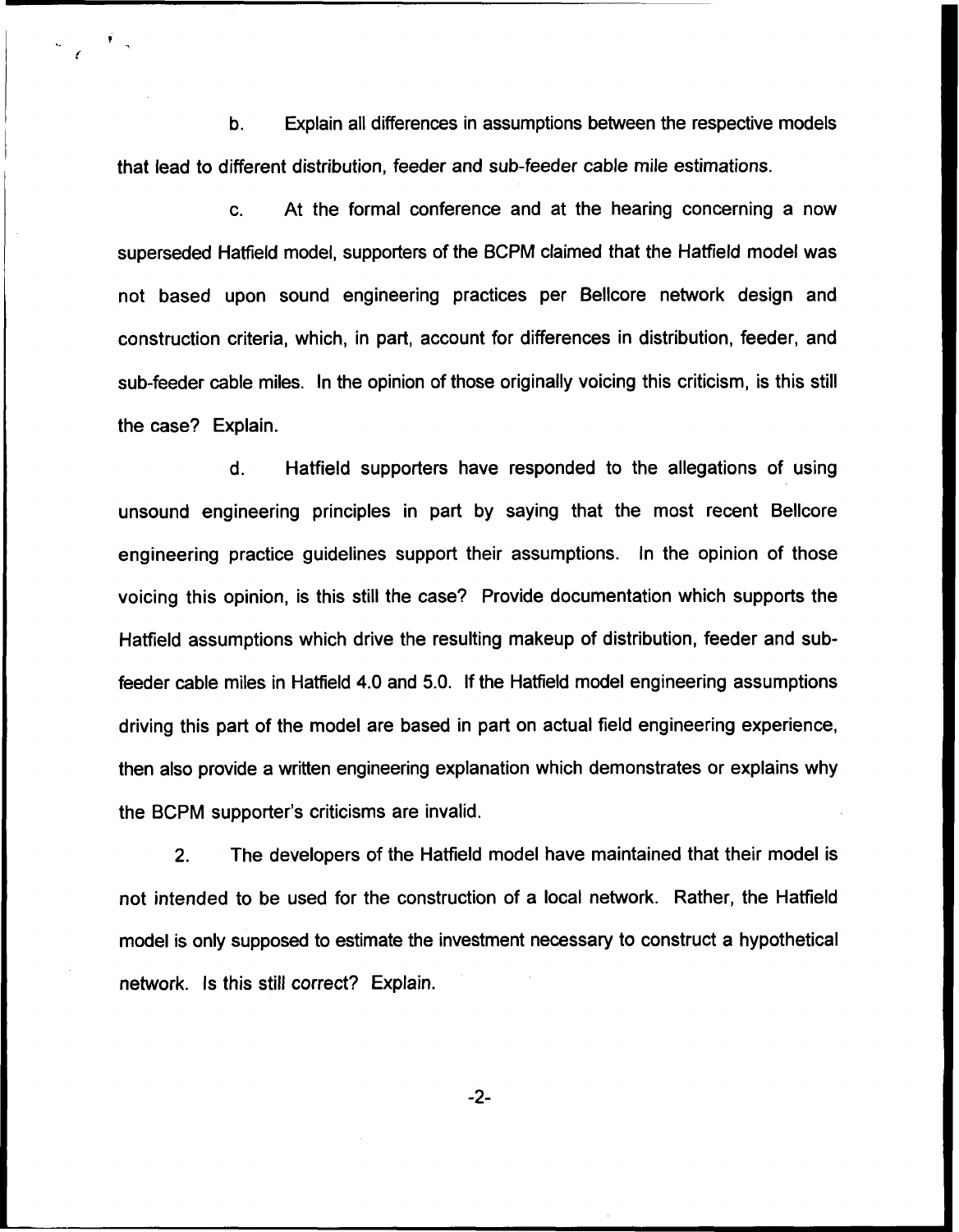b. Explain all differences in assumptions between the respective models that lead to different distribution, feeder and sub-feeder cable mile estimations.

c. At the formal conference and at the hearing concerning a now superseded Hatfield model, supporters of the BCPM claimed that the Hatfield model was not based upon sound engineering practices per Bellcore network design and construction criteria, which, in part, account for differences in distribution, feeder, and sub-feeder cable miles. In the opinion of those originally voicing this criticism, is this still the case? Explain.

d. Hatfield supporters have responded to the allegations of using unsound engineering principles in part by saying that the most recent Bellcore engineering practice guidelines support their assumptions. In the opinion of those voicing this opinion, is this still the case? Provide documentation which supports the Hatfield assumptions which drive the resulting makeup of distribution, feeder and sub-feeder cable miles in Hatfield 4.0 and 5.0. If the Hatfield model engineering assumptions driving this part of the model are based in part on actual field engineering experience, then also provide a written engineering explanation which demonstrates or explains why the BCPM supporter's criticisms are invalid.

2. The developers of the Hatfield model have maintained that their model is not intended to be used for the construction of a local network. Rather, the Hatfield model is only supposed to estimate the investment necessary to construct a hypothetical network. Is this still correct? Explain.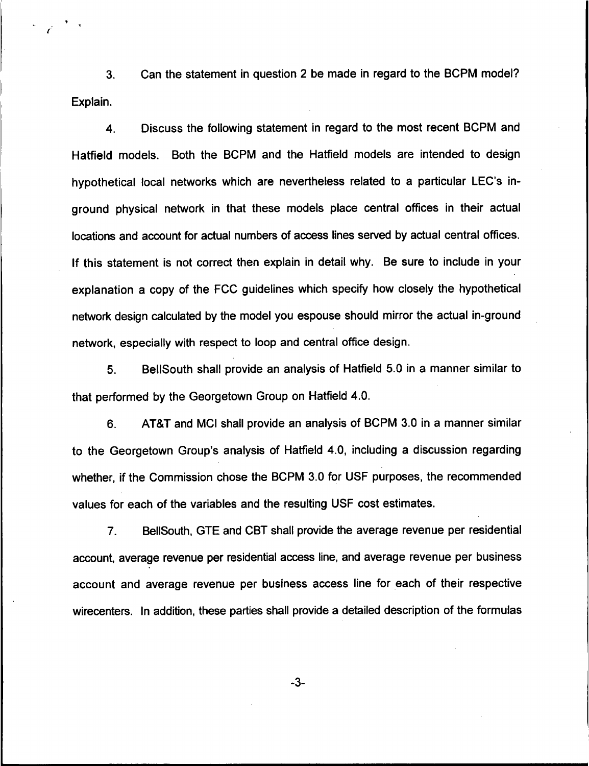3. Can the statement in question 2 be made in regard to the BCPM model? Explain.

4. Discuss the following statement in regard to the most recent BCPM and Hatfield models. Both the BCPM and the Hatfield models are intended to design hypothetical local networks which are nevertheless related to a particular LEC's in-ground physical network in that these models place central offices in their actual locations and account for actual numbers of access lines served by actual central offices. If this statement is not correct then explain in detail why. Be sure to include in your explanation a copy of the FCC guidelines which specify how closely the hypothetical network design calculated by the model you espouse should mirror the actual in-ground network, especially with respect to loop and central office design.

5. BellSouth shall provide an analysis of Hatfield 5.0 in a manner similar to that performed by the Georgetown Group on Hatfield 4.0.

6. AT&T and MCI shall provide an analysis of BCPM 3.0 in a manner similar to the Georgetown Group's analysis of Hatfield 4.0, including a discussion regarding whether, if the Commission chose the BCPM 3.0 for USF purposes, the recommended values for each of the variables and the resulting USF cost estimates.

7. BellSouth, GTE and CBT shall provide the average revenue per residential account, average revenue per residential access line, and average revenue per business account and average revenue per business access line for each of their respective wirecenters. In addition, these parties shall provide a detailed description of the formulas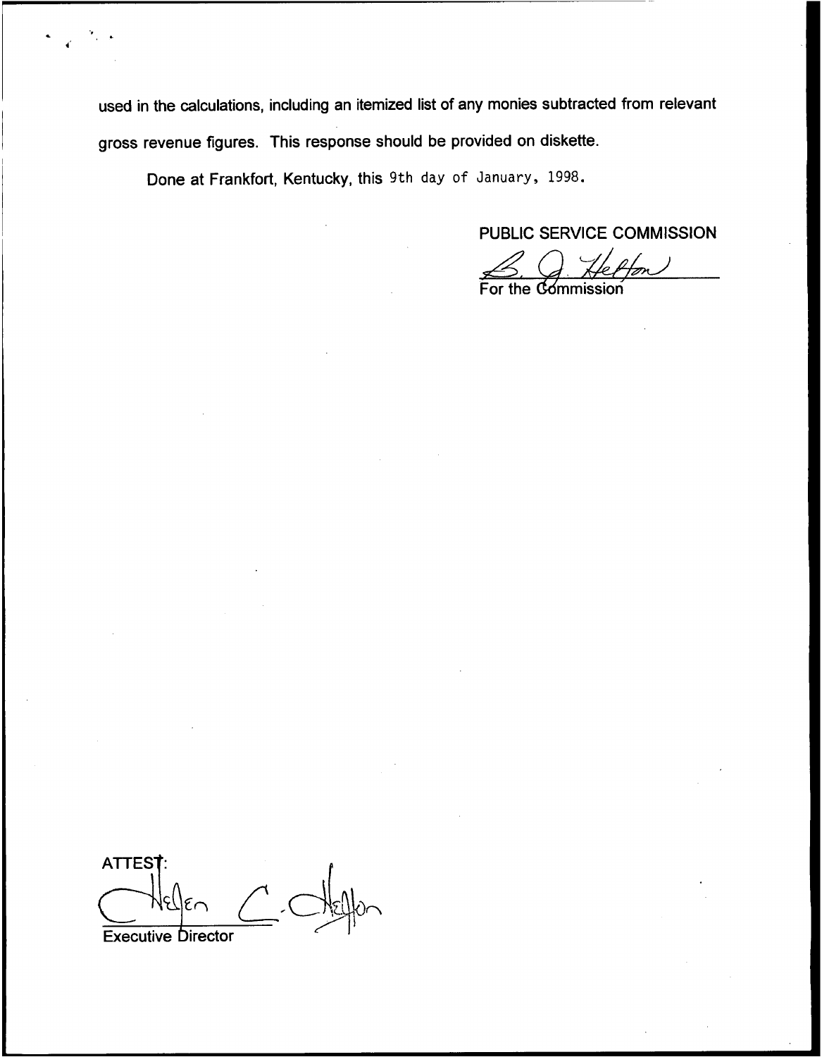used in the calculations, including an itemized list of any monies subtracted from relevant gross revenue figures. This response should be provided on diskette.

Done at Frankfort, Kentucky, this 9th day of January, 1998.

PUBLIC SERVICE COMMISSION

For the Commission

ATTEST:

Executive Director